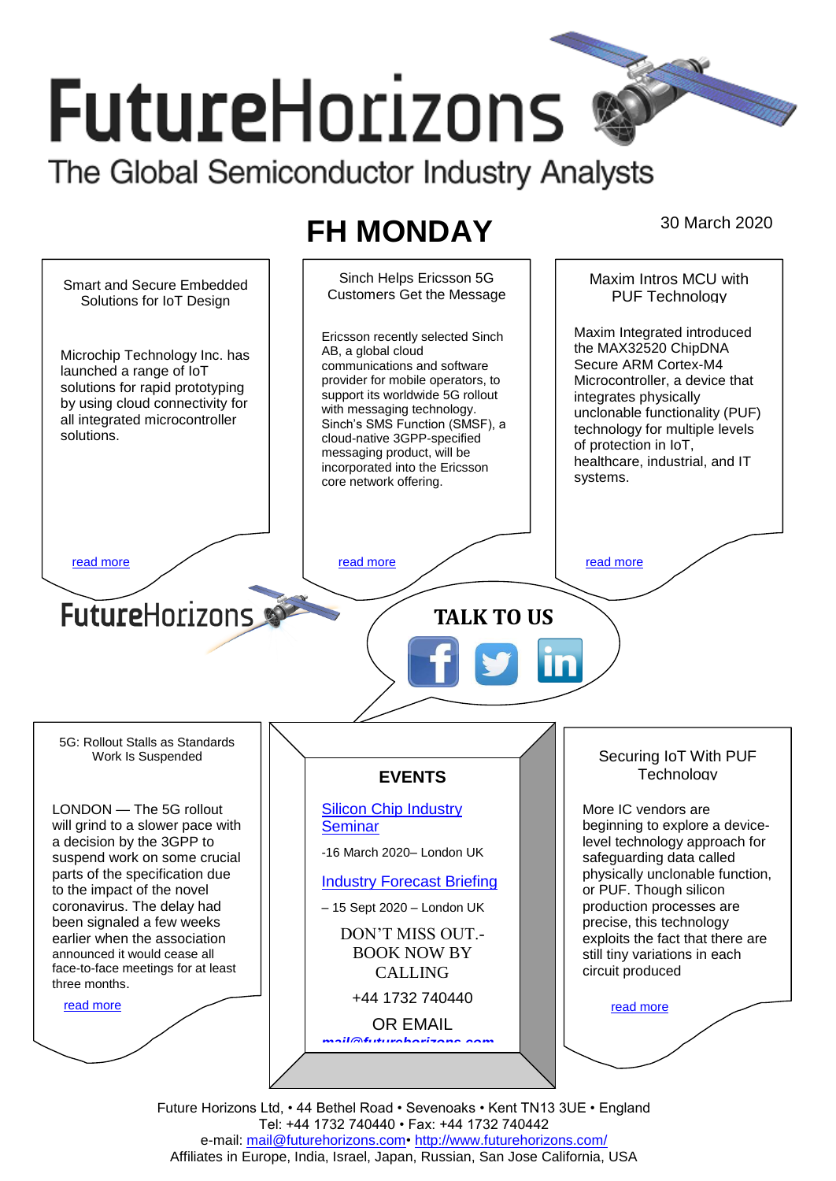# FutureHorizons

The Global Semiconductor Industry Analysts

## FH MONDAY

30 March 2020

### Smart and Secure Embedded Solutions for IoT Design

Microchip Technology Inc. has launched a range of IoT solutions for rapid prototyping by using cloud connectivity for all integrated microcontroller solutions.

read more

### Sinch Helps Ericsson 5G Customers Get the Message

Ericsson recently selected Sinch AB, a global cloud communications and software provider for mobile operators, to support its worldwide 5G rollout with messaging technology. Sinch's SMS Function (SMSF), a cloud-native 3GPP-specified messaging product, will be incorporated into the Ericsson core network offering.

read more

### Maxim Intros MCU with PUF Technology

Maxim Integrated introduced the MAX32520 ChipDNA Secure ARM Cortex-M4 Microcontroller, a device that integrates physically unclonable functionality (PUF) technology for multiple levels of protection in IoT, healthcare, industrial, and IT systems.

read more

FutureHorizons

**TALK TO US**

### 5G: Rollout Stalls as Standards Work Is Suspended

LONDON — The 5G rollout will grind to a slower pace with a decision by the 3GPP to suspend work on some crucial parts of the specification due to the impact of the novel coronavirus. The delay had been signaled a few weeks earlier when the association announced it would cease all face-to-face meetings for at least three months.

read more

### EVENTS

Silicon Chip Industry Seminar

-16 March 2020– London UK

Industry Forecast Briefing

– 15 Sept 2020 – London UK

DON'T MISS OUT.- BOOK NOW BY CALLING

+44 1732 740440

OR EMAIL

mail@futurehorizons.com

### Securing IoT With PUF Technology

More IC vendors are beginning to explore a device-level technology approach for safeguarding data called physically unclonable function, or PUF. Though silicon production processes are precise, this technology exploits the fact that there are still tiny variations in each circuit produced

read more

Future Horizons Ltd, • 44 Bethel Road • Sevenoaks • Kent TN13 3UE • England
Tel: +44 1732 740440 • Fax: +44 1732 740442
e-mail: mail@futurehorizons.com• http://www.futurehorizons.com/
Affiliates in Europe, India, Israel, Japan, Russian, San Jose California, USA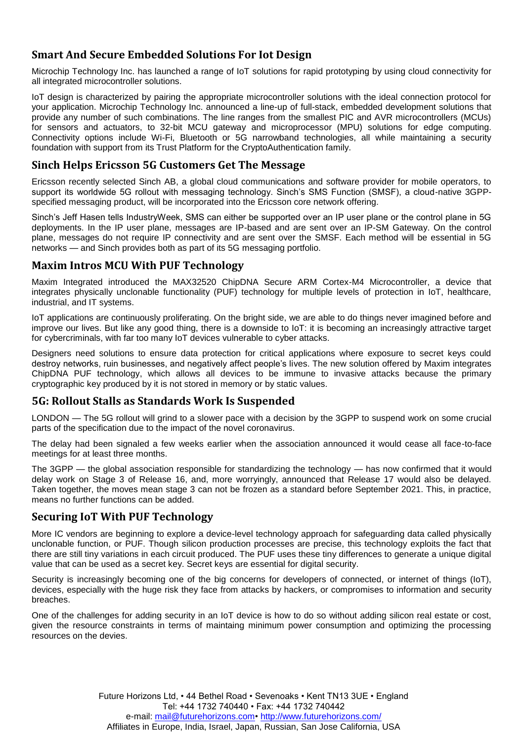## Smart And Secure Embedded Solutions For Iot Design

Microchip Technology Inc. has launched a range of IoT solutions for rapid prototyping by using cloud connectivity for all integrated microcontroller solutions.

IoT design is characterized by pairing the appropriate microcontroller solutions with the ideal connection protocol for your application. Microchip Technology Inc. announced a line-up of full-stack, embedded development solutions that provide any number of such combinations. The line ranges from the smallest PIC and AVR microcontrollers (MCUs) for sensors and actuators, to 32-bit MCU gateway and microprocessor (MPU) solutions for edge computing. Connectivity options include Wi-Fi, Bluetooth or 5G narrowband technologies, all while maintaining a security foundation with support from its Trust Platform for the CryptoAuthentication family.

## Sinch Helps Ericsson 5G Customers Get The Message

Ericsson recently selected Sinch AB, a global cloud communications and software provider for mobile operators, to support its worldwide 5G rollout with messaging technology. Sinch's SMS Function (SMSF), a cloud-native 3GPP-specified messaging product, will be incorporated into the Ericsson core network offering.

Sinch's Jeff Hasen tells IndustryWeek, SMS can either be supported over an IP user plane or the control plane in 5G deployments. In the IP user plane, messages are IP-based and are sent over an IP-SM Gateway. On the control plane, messages do not require IP connectivity and are sent over the SMSF. Each method will be essential in 5G networks — and Sinch provides both as part of its 5G messaging portfolio.

## Maxim Intros MCU With PUF Technology

Maxim Integrated introduced the MAX32520 ChipDNA Secure ARM Cortex-M4 Microcontroller, a device that integrates physically unclonable functionality (PUF) technology for multiple levels of protection in IoT, healthcare, industrial, and IT systems.

IoT applications are continuously proliferating. On the bright side, we are able to do things never imagined before and improve our lives. But like any good thing, there is a downside to IoT: it is becoming an increasingly attractive target for cybercriminals, with far too many IoT devices vulnerable to cyber attacks.

Designers need solutions to ensure data protection for critical applications where exposure to secret keys could destroy networks, ruin businesses, and negatively affect people's lives. The new solution offered by Maxim integrates ChipDNA PUF technology, which allows all devices to be immune to invasive attacks because the primary cryptographic key produced by it is not stored in memory or by static values.

## 5G: Rollout Stalls as Standards Work Is Suspended

LONDON — The 5G rollout will grind to a slower pace with a decision by the 3GPP to suspend work on some crucial parts of the specification due to the impact of the novel coronavirus.

The delay had been signaled a few weeks earlier when the association announced it would cease all face-to-face meetings for at least three months.

The 3GPP — the global association responsible for standardizing the technology — has now confirmed that it would delay work on Stage 3 of Release 16, and, more worryingly, announced that Release 17 would also be delayed. Taken together, the moves mean stage 3 can not be frozen as a standard before September 2021. This, in practice, means no further functions can be added.

## Securing IoT With PUF Technology

More IC vendors are beginning to explore a device-level technology approach for safeguarding data called physically unclonable function, or PUF. Though silicon production processes are precise, this technology exploits the fact that there are still tiny variations in each circuit produced. The PUF uses these tiny differences to generate a unique digital value that can be used as a secret key. Secret keys are essential for digital security.

Security is increasingly becoming one of the big concerns for developers of connected, or internet of things (IoT), devices, especially with the huge risk they face from attacks by hackers, or compromises to information and security breaches.

One of the challenges for adding security in an IoT device is how to do so without adding silicon real estate or cost, given the resource constraints in terms of maintaing minimum power consumption and optimizing the processing resources on the devies.

Future Horizons Ltd, • 44 Bethel Road • Sevenoaks • Kent TN13 3UE • England
Tel: +44 1732 740440 • Fax: +44 1732 740442
e-mail: mail@futurehorizons.com• http://www.futurehorizons.com/
Affiliates in Europe, India, Israel, Japan, Russian, San Jose California, USA